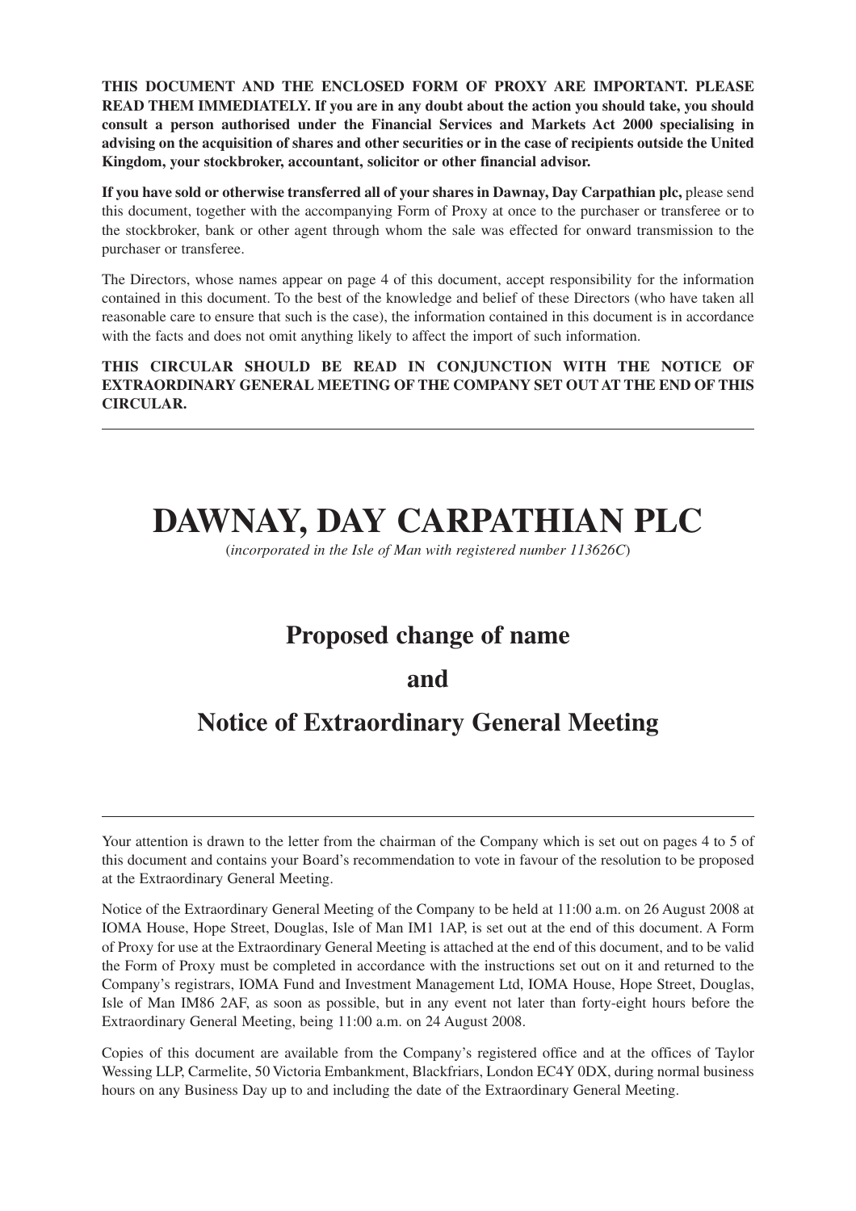**THIS DOCUMENT AND THE ENCLOSED FORM OF PROXY ARE IMPORTANT. PLEASE READ THEM IMMEDIATELY. If you are in any doubt about the action you should take, you should consult a person authorised under the Financial Services and Markets Act 2000 specialising in advising on the acquisition of shares and other securities or in the case of recipients outside the United Kingdom, your stockbroker, accountant, solicitor or other financial advisor.**

**If you have sold or otherwise transferred all of your shares in Dawnay, Day Carpathian plc,** please send this document, together with the accompanying Form of Proxy at once to the purchaser or transferee or to the stockbroker, bank or other agent through whom the sale was effected for onward transmission to the purchaser or transferee.

The Directors, whose names appear on page 4 of this document, accept responsibility for the information contained in this document. To the best of the knowledge and belief of these Directors (who have taken all reasonable care to ensure that such is the case), the information contained in this document is in accordance with the facts and does not omit anything likely to affect the import of such information.

**THIS CIRCULAR SHOULD BE READ IN CONJUNCTION WITH THE NOTICE OF EXTRAORDINARY GENERAL MEETING OF THE COMPANY SET OUT AT THE END OF THIS CIRCULAR.**

---

# DAWNAY, DAY CARPATHIAN PLC

(*incorporated in the Isle of Man with registered number 113626C*)

## Proposed change of name

## and

## Notice of Extraordinary General Meeting

---

Your attention is drawn to the letter from the chairman of the Company which is set out on pages 4 to 5 of this document and contains your Board's recommendation to vote in favour of the resolution to be proposed at the Extraordinary General Meeting.

Notice of the Extraordinary General Meeting of the Company to be held at 11:00 a.m. on 26 August 2008 at IOMA House, Hope Street, Douglas, Isle of Man IM1 1AP, is set out at the end of this document. A Form of Proxy for use at the Extraordinary General Meeting is attached at the end of this document, and to be valid the Form of Proxy must be completed in accordance with the instructions set out on it and returned to the Company's registrars, IOMA Fund and Investment Management Ltd, IOMA House, Hope Street, Douglas, Isle of Man IM86 2AF, as soon as possible, but in any event not later than forty-eight hours before the Extraordinary General Meeting, being 11:00 a.m. on 24 August 2008.

Copies of this document are available from the Company's registered office and at the offices of Taylor Wessing LLP, Carmelite, 50 Victoria Embankment, Blackfriars, London EC4Y 0DX, during normal business hours on any Business Day up to and including the date of the Extraordinary General Meeting.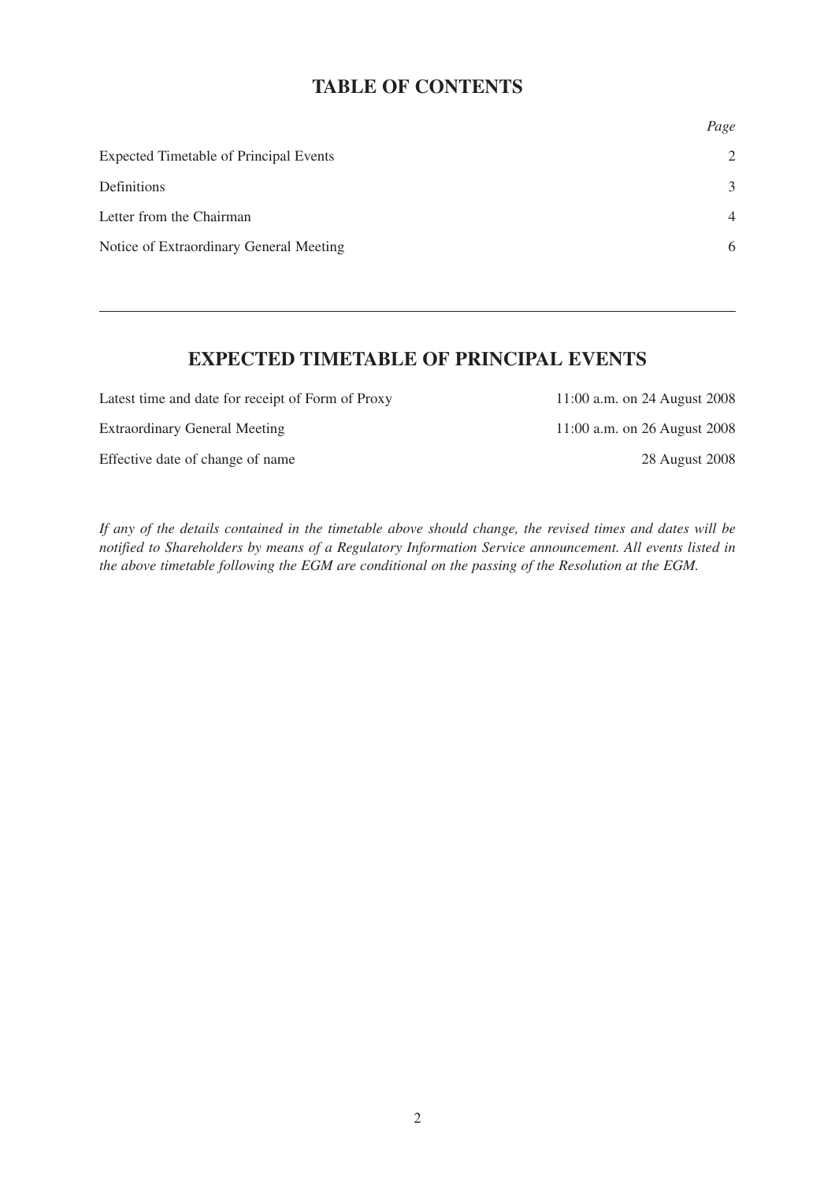# TABLE OF CONTENTS

| | Page |
|---|---|
| Expected Timetable of Principal Events | 2 |
| Definitions | 3 |
| Letter from the Chairman | 4 |
| Notice of Extraordinary General Meeting | 6 |

# EXPECTED TIMETABLE OF PRINCIPAL EVENTS

| | |
|---|---|
| Latest time and date for receipt of Form of Proxy | 11:00 a.m. on 24 August 2008 |
| Extraordinary General Meeting | 11:00 a.m. on 26 August 2008 |
| Effective date of change of name | 28 August 2008 |

*If any of the details contained in the timetable above should change, the revised times and dates will be notified to Shareholders by means of a Regulatory Information Service announcement. All events listed in the above timetable following the EGM are conditional on the passing of the Resolution at the EGM.*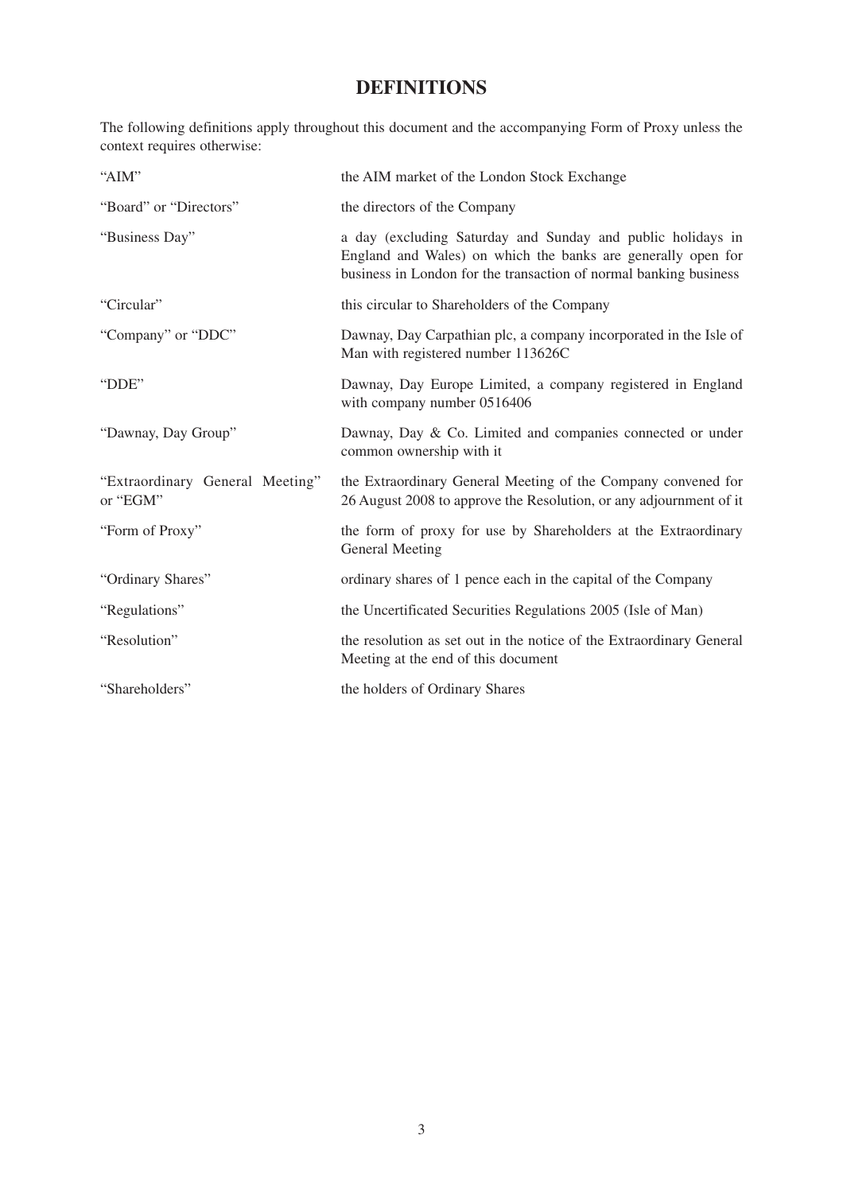# DEFINITIONS

The following definitions apply throughout this document and the accompanying Form of Proxy unless the context requires otherwise:

| | |
|---|---|
| "AIM" | the AIM market of the London Stock Exchange |
| "Board" or "Directors" | the directors of the Company |
| "Business Day" | a day (excluding Saturday and Sunday and public holidays in England and Wales) on which the banks are generally open for business in London for the transaction of normal banking business |
| "Circular" | this circular to Shareholders of the Company |
| "Company" or "DDC" | Dawnay, Day Carpathian plc, a company incorporated in the Isle of Man with registered number 113626C |
| "DDE" | Dawnay, Day Europe Limited, a company registered in England with company number 0516406 |
| "Dawnay, Day Group" | Dawnay, Day & Co. Limited and companies connected or under common ownership with it |
| "Extraordinary General Meeting" or "EGM" | the Extraordinary General Meeting of the Company convened for 26 August 2008 to approve the Resolution, or any adjournment of it |
| "Form of Proxy" | the form of proxy for use by Shareholders at the Extraordinary General Meeting |
| "Ordinary Shares" | ordinary shares of 1 pence each in the capital of the Company |
| "Regulations" | the Uncertificated Securities Regulations 2005 (Isle of Man) |
| "Resolution" | the resolution as set out in the notice of the Extraordinary General Meeting at the end of this document |
| "Shareholders" | the holders of Ordinary Shares |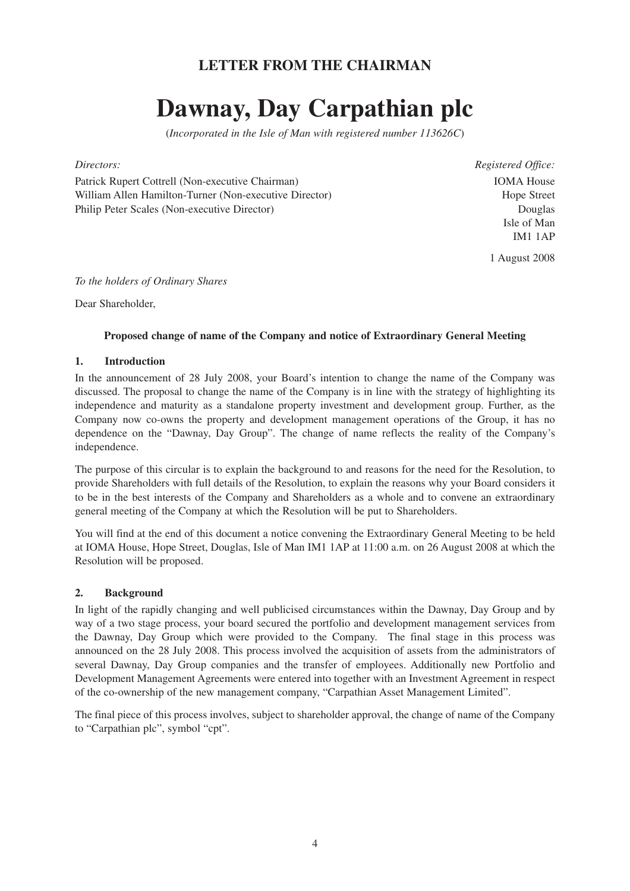## LETTER FROM THE CHAIRMAN

# Dawnay, Day Carpathian plc

(*Incorporated in the Isle of Man with registered number 113626C*)

*Directors:*
Patrick Rupert Cottrell (Non-executive Chairman)
William Allen Hamilton-Turner (Non-executive Director)
Philip Peter Scales (Non-executive Director)

*Registered Office:*
IOMA House
Hope Street
Douglas
Isle of Man
IM1 1AP

1 August 2008

*To the holders of Ordinary Shares*

Dear Shareholder,

**Proposed change of name of the Company and notice of Extraordinary General Meeting**

### 1. Introduction

In the announcement of 28 July 2008, your Board's intention to change the name of the Company was discussed. The proposal to change the name of the Company is in line with the strategy of highlighting its independence and maturity as a standalone property investment and development group. Further, as the Company now co-owns the property and development management operations of the Group, it has no dependence on the "Dawnay, Day Group". The change of name reflects the reality of the Company's independence.

The purpose of this circular is to explain the background to and reasons for the need for the Resolution, to provide Shareholders with full details of the Resolution, to explain the reasons why your Board considers it to be in the best interests of the Company and Shareholders as a whole and to convene an extraordinary general meeting of the Company at which the Resolution will be put to Shareholders.

You will find at the end of this document a notice convening the Extraordinary General Meeting to be held at IOMA House, Hope Street, Douglas, Isle of Man IM1 1AP at 11:00 a.m. on 26 August 2008 at which the Resolution will be proposed.

### 2. Background

In light of the rapidly changing and well publicised circumstances within the Dawnay, Day Group and by way of a two stage process, your board secured the portfolio and development management services from the Dawnay, Day Group which were provided to the Company. The final stage in this process was announced on the 28 July 2008. This process involved the acquisition of assets from the administrators of several Dawnay, Day Group companies and the transfer of employees. Additionally new Portfolio and Development Management Agreements were entered into together with an Investment Agreement in respect of the co-ownership of the new management company, "Carpathian Asset Management Limited".

The final piece of this process involves, subject to shareholder approval, the change of name of the Company to "Carpathian plc", symbol "cpt".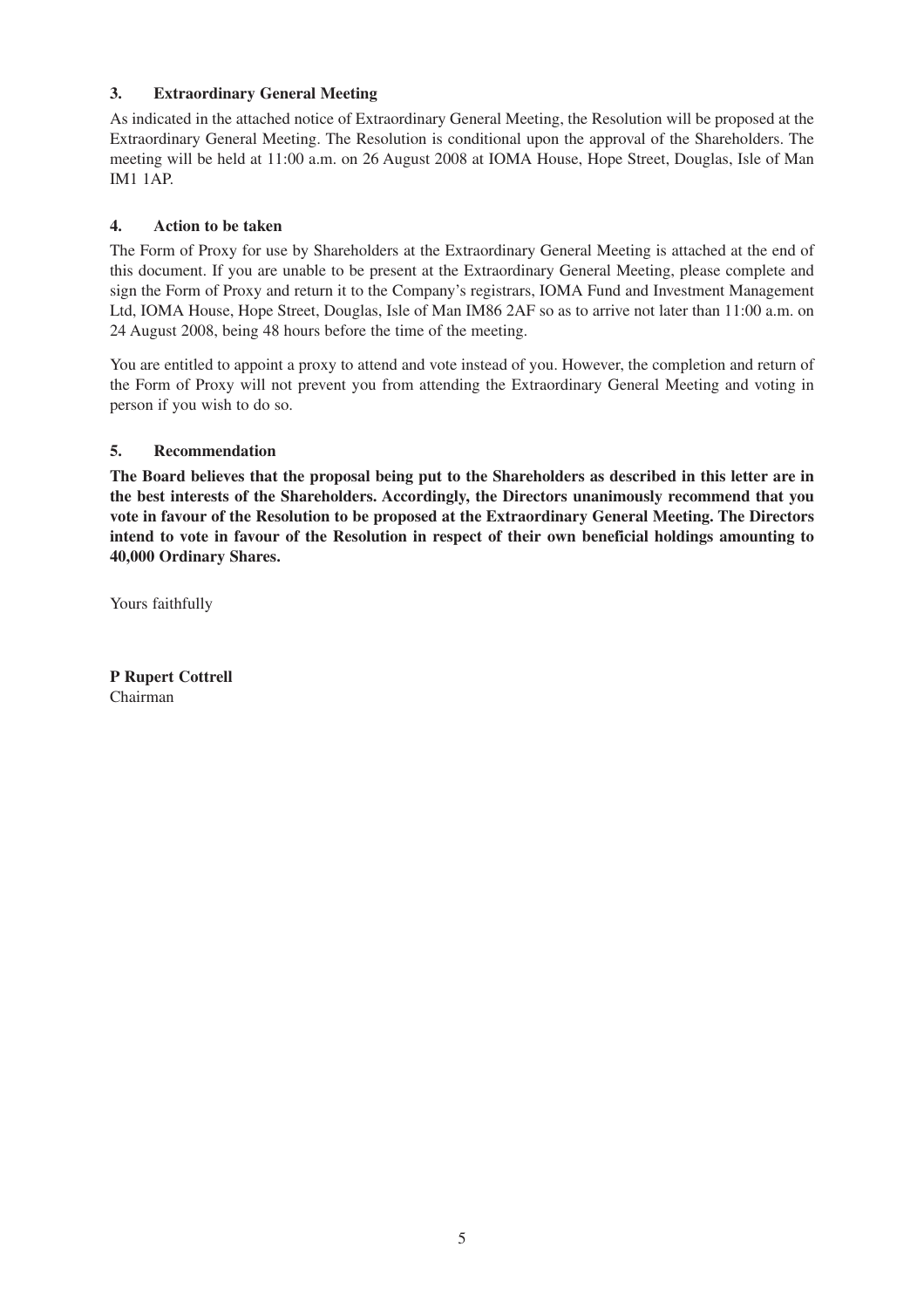### 3. Extraordinary General Meeting

As indicated in the attached notice of Extraordinary General Meeting, the Resolution will be proposed at the Extraordinary General Meeting. The Resolution is conditional upon the approval of the Shareholders. The meeting will be held at 11:00 a.m. on 26 August 2008 at IOMA House, Hope Street, Douglas, Isle of Man IM1 1AP.

### 4. Action to be taken

The Form of Proxy for use by Shareholders at the Extraordinary General Meeting is attached at the end of this document. If you are unable to be present at the Extraordinary General Meeting, please complete and sign the Form of Proxy and return it to the Company's registrars, IOMA Fund and Investment Management Ltd, IOMA House, Hope Street, Douglas, Isle of Man IM86 2AF so as to arrive not later than 11:00 a.m. on 24 August 2008, being 48 hours before the time of the meeting.

You are entitled to appoint a proxy to attend and vote instead of you. However, the completion and return of the Form of Proxy will not prevent you from attending the Extraordinary General Meeting and voting in person if you wish to do so.

### 5. Recommendation

**The Board believes that the proposal being put to the Shareholders as described in this letter are in the best interests of the Shareholders. Accordingly, the Directors unanimously recommend that you vote in favour of the Resolution to be proposed at the Extraordinary General Meeting. The Directors intend to vote in favour of the Resolution in respect of their own beneficial holdings amounting to 40,000 Ordinary Shares.**

Yours faithfully

**P Rupert Cottrell**
Chairman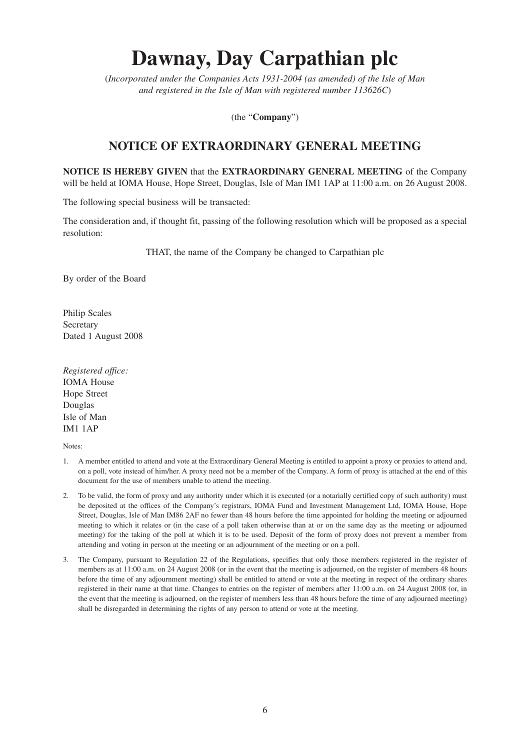# Dawnay, Day Carpathian plc

*(Incorporated under the Companies Acts 1931-2004 (as amended) of the Isle of Man and registered in the Isle of Man with registered number 113626C)*

(the "**Company**")

## NOTICE OF EXTRAORDINARY GENERAL MEETING

**NOTICE IS HEREBY GIVEN** that the **EXTRAORDINARY GENERAL MEETING** of the Company will be held at IOMA House, Hope Street, Douglas, Isle of Man IM1 1AP at 11:00 a.m. on 26 August 2008.

The following special business will be transacted:

The consideration and, if thought fit, passing of the following resolution which will be proposed as a special resolution:

THAT, the name of the Company be changed to Carpathian plc

By order of the Board

Philip Scales
Secretary
Dated 1 August 2008

*Registered office:*
IOMA House
Hope Street
Douglas
Isle of Man
IM1 1AP

Notes:

1. A member entitled to attend and vote at the Extraordinary General Meeting is entitled to appoint a proxy or proxies to attend and, on a poll, vote instead of him/her. A proxy need not be a member of the Company. A form of proxy is attached at the end of this document for the use of members unable to attend the meeting.

2. To be valid, the form of proxy and any authority under which it is executed (or a notarially certified copy of such authority) must be deposited at the offices of the Company's registrars, IOMA Fund and Investment Management Ltd, IOMA House, Hope Street, Douglas, Isle of Man IM86 2AF no fewer than 48 hours before the time appointed for holding the meeting or adjourned meeting to which it relates or (in the case of a poll taken otherwise than at or on the same day as the meeting or adjourned meeting) for the taking of the poll at which it is to be used. Deposit of the form of proxy does not prevent a member from attending and voting in person at the meeting or an adjournment of the meeting or on a poll.

3. The Company, pursuant to Regulation 22 of the Regulations, specifies that only those members registered in the register of members as at 11:00 a.m. on 24 August 2008 (or in the event that the meeting is adjourned, on the register of members 48 hours before the time of any adjournment meeting) shall be entitled to attend or vote at the meeting in respect of the ordinary shares registered in their name at that time. Changes to entries on the register of members after 11:00 a.m. on 24 August 2008 (or, in the event that the meeting is adjourned, on the register of members less than 48 hours before the time of any adjourned meeting) shall be disregarded in determining the rights of any person to attend or vote at the meeting.